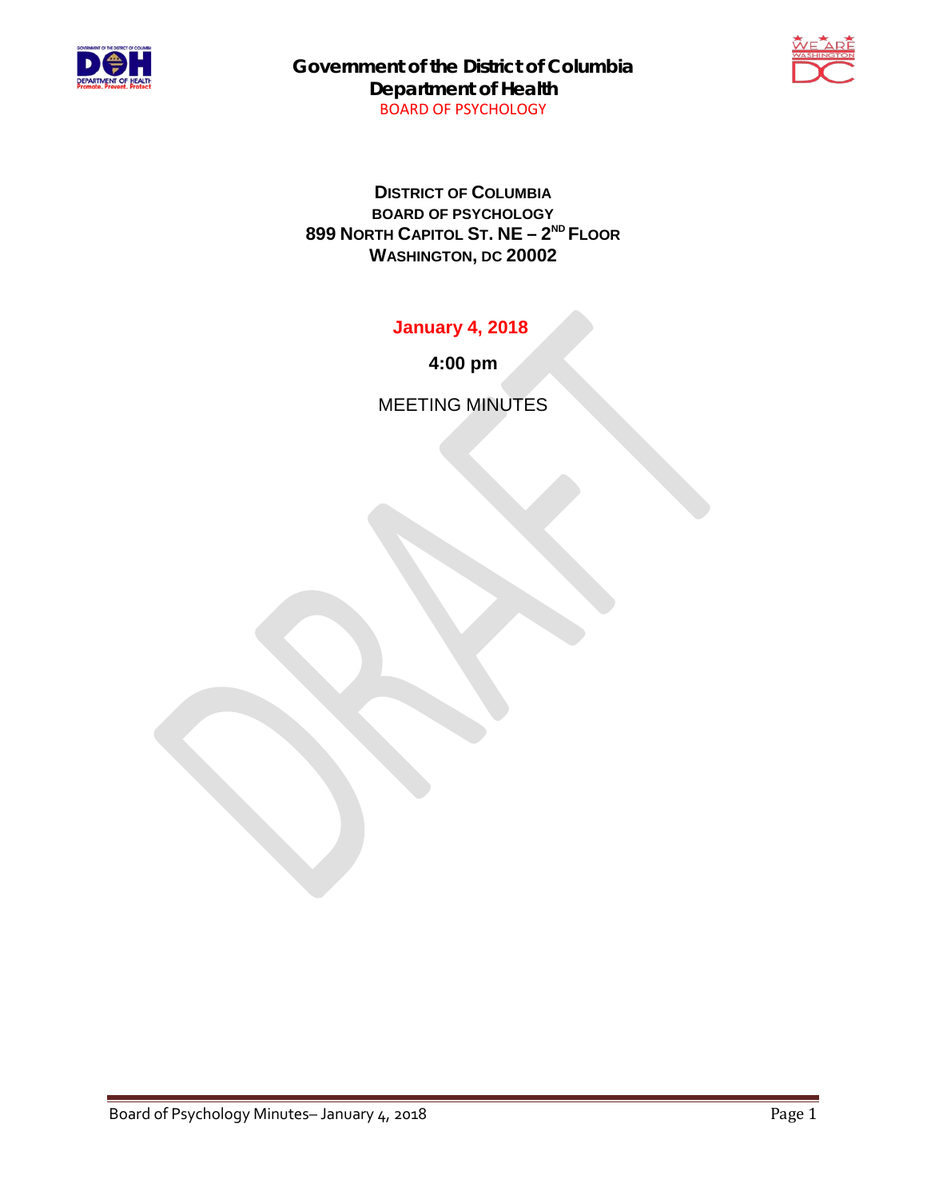**Government of the District of Columbia**
**Department of Health**
BOARD OF PSYCHOLOGY

**DISTRICT OF COLUMBIA**
**BOARD OF PSYCHOLOGY**
**899 NORTH CAPITOL ST. NE – 2ND FLOOR**
**WASHINGTON, DC 20002**

**January 4, 2018**

**4:00 pm**

MEETING MINUTES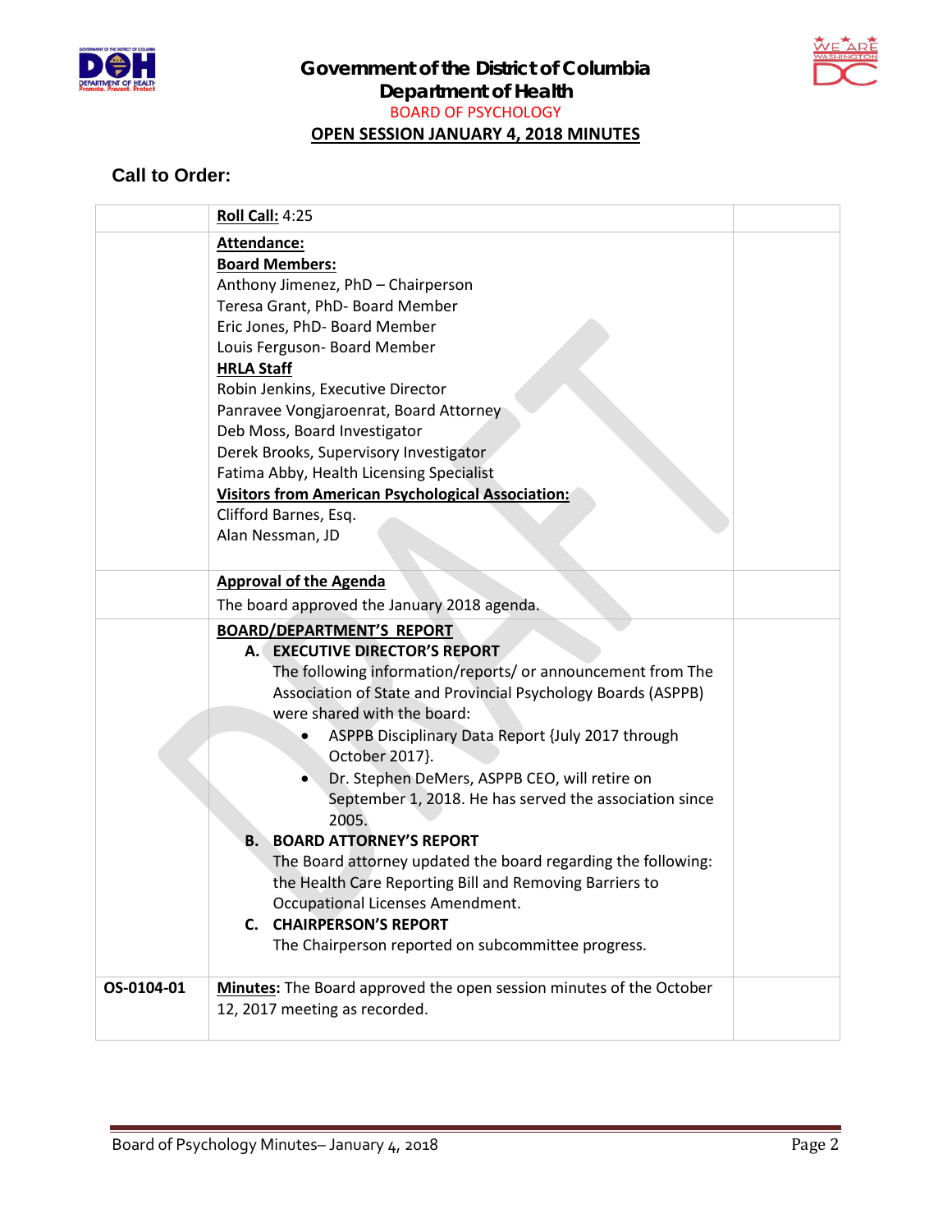**Government of the District of Columbia**
**Department of Health**
BOARD OF PSYCHOLOGY
**OPEN SESSION JANUARY 4, 2018 MINUTES**

## Call to Order:

| | | |
|---|---|---|
| | **Roll Call:** 4:25 | |
| | **Attendance:**<br>**Board Members:**<br>Anthony Jimenez, PhD – Chairperson<br>Teresa Grant, PhD- Board Member<br>Eric Jones, PhD- Board Member<br>Louis Ferguson- Board Member<br>**HRLA Staff**<br>Robin Jenkins, Executive Director<br>Panravee Vongjaroenrat, Board Attorney<br>Deb Moss, Board Investigator<br>Derek Brooks, Supervisory Investigator<br>Fatima Abby, Health Licensing Specialist<br>**Visitors from American Psychological Association:**<br>Clifford Barnes, Esq.<br>Alan Nessman, JD | |
| | **Approval of the Agenda**<br>The board approved the January 2018 agenda. | |
| | **BOARD/DEPARTMENT'S REPORT**<br>**A. EXECUTIVE DIRECTOR'S REPORT**<br>The following information/reports/ or announcement from The Association of State and Provincial Psychology Boards (ASPPB) were shared with the board:<br>• ASPPB Disciplinary Data Report {July 2017 through October 2017}.<br>• Dr. Stephen DeMers, ASPPB CEO, will retire on September 1, 2018. He has served the association since 2005.<br>**B. BOARD ATTORNEY'S REPORT**<br>The Board attorney updated the board regarding the following: the Health Care Reporting Bill and Removing Barriers to Occupational Licenses Amendment.<br>**C. CHAIRPERSON'S REPORT**<br>The Chairperson reported on subcommittee progress. | |
| **OS-0104-01** | **Minutes:** The Board approved the open session minutes of the October 12, 2017 meeting as recorded. | |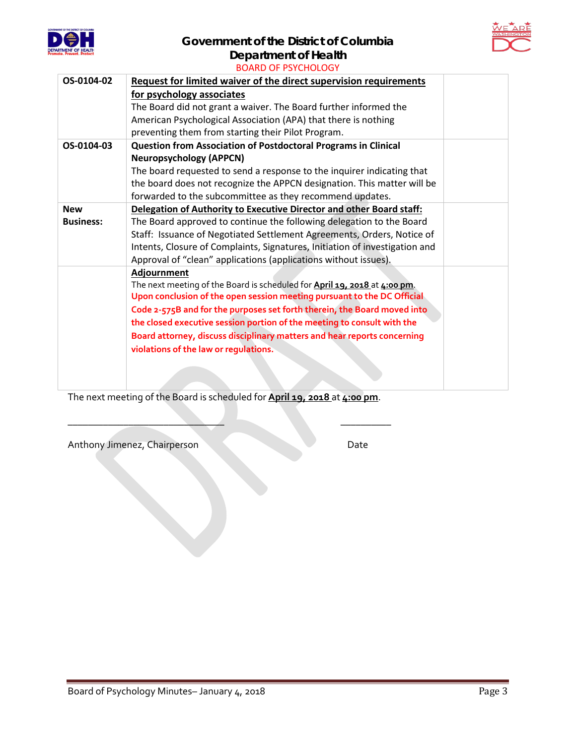Government of the District of Columbia
Department of Health
BOARD OF PSYCHOLOGY

| | | |
|---|---|---|
| **OS-0104-02** | **Request for limited waiver of the direct supervision requirements for psychology associates**<br>The Board did not grant a waiver. The Board further informed the American Psychological Association (APA) that there is nothing preventing them from starting their Pilot Program. | |
| **OS-0104-03** | **Question from Association of Postdoctoral Programs in Clinical Neuropsychology (APPCN)**<br>The board requested to send a response to the inquirer indicating that the board does not recognize the APPCN designation. This matter will be forwarded to the subcommittee as they recommend updates. | |
| **New Business:** | **Delegation of Authority to Executive Director and other Board staff:**<br>The Board approved to continue the following delegation to the Board Staff: Issuance of Negotiated Settlement Agreements, Orders, Notice of Intents, Closure of Complaints, Signatures, Initiation of investigation and Approval of "clean" applications (applications without issues). | |
| | **Adjournment**<br>The next meeting of the Board is scheduled for **April 19, 2018** at **4:00 pm**.<br>**Upon conclusion of the open session meeting pursuant to the DC Official Code 2-575B and for the purposes set forth therein, the Board moved into the closed executive session portion of the meeting to consult with the Board attorney, discuss disciplinary matters and hear reports concerning violations of the law or regulations.** | |

The next meeting of the Board is scheduled for **April 19, 2018** at **4:00 pm**.

_________________________________ __________

Anthony Jimenez, Chairperson Date